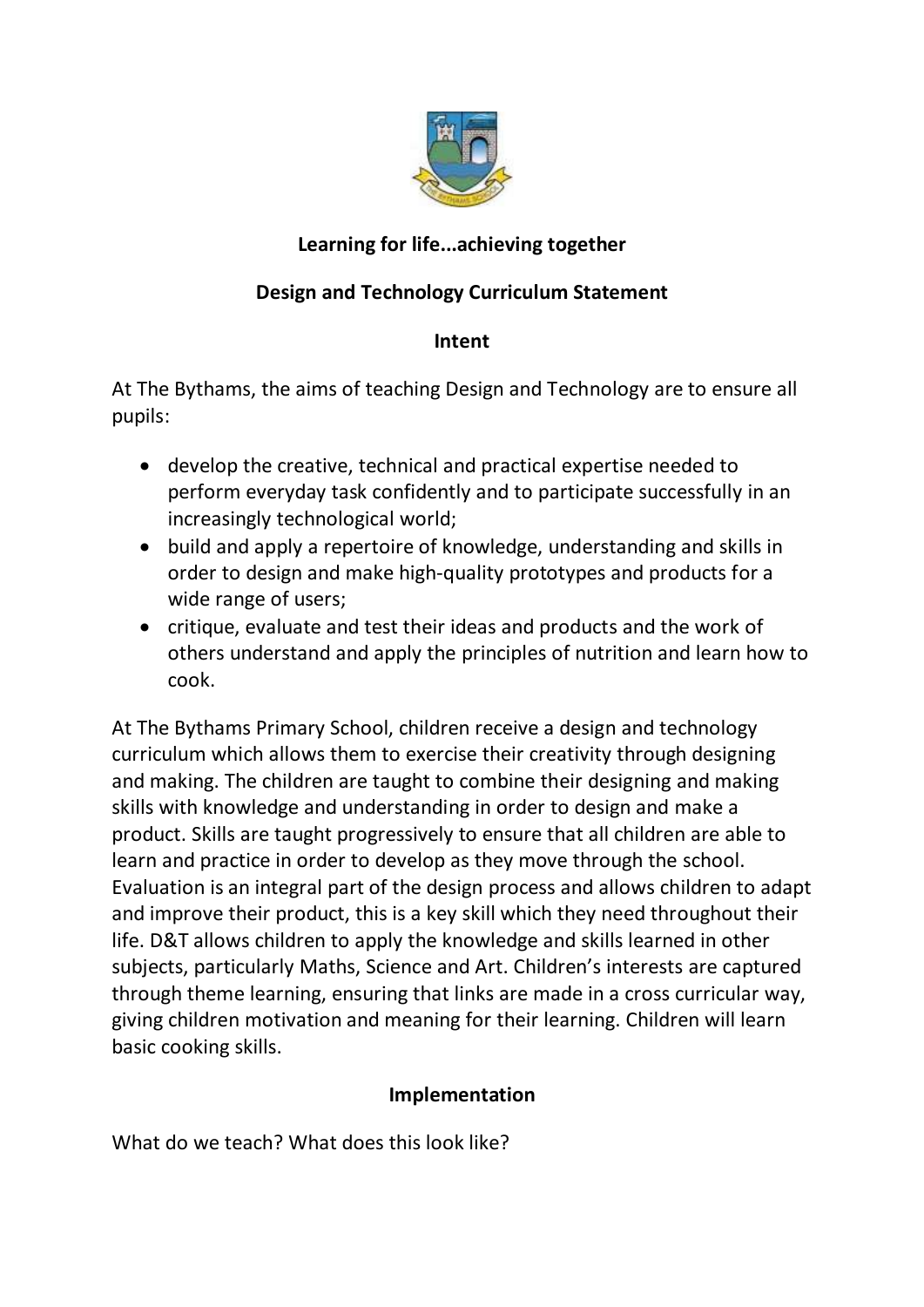**Learning for life...achieving together**

## Design and Technology Curriculum Statement

### Intent

At The Bythams, the aims of teaching Design and Technology are to ensure all pupils:

- develop the creative, technical and practical expertise needed to perform everyday task confidently and to participate successfully in an increasingly technological world;
- build and apply a repertoire of knowledge, understanding and skills in order to design and make high-quality prototypes and products for a wide range of users;
- critique, evaluate and test their ideas and products and the work of others understand and apply the principles of nutrition and learn how to cook.

At The Bythams Primary School, children receive a design and technology curriculum which allows them to exercise their creativity through designing and making. The children are taught to combine their designing and making skills with knowledge and understanding in order to design and make a product. Skills are taught progressively to ensure that all children are able to learn and practice in order to develop as they move through the school. Evaluation is an integral part of the design process and allows children to adapt and improve their product, this is a key skill which they need throughout their life. D&T allows children to apply the knowledge and skills learned in other subjects, particularly Maths, Science and Art. Children's interests are captured through theme learning, ensuring that links are made in a cross curricular way, giving children motivation and meaning for their learning. Children will learn basic cooking skills.

### Implementation

What do we teach? What does this look like?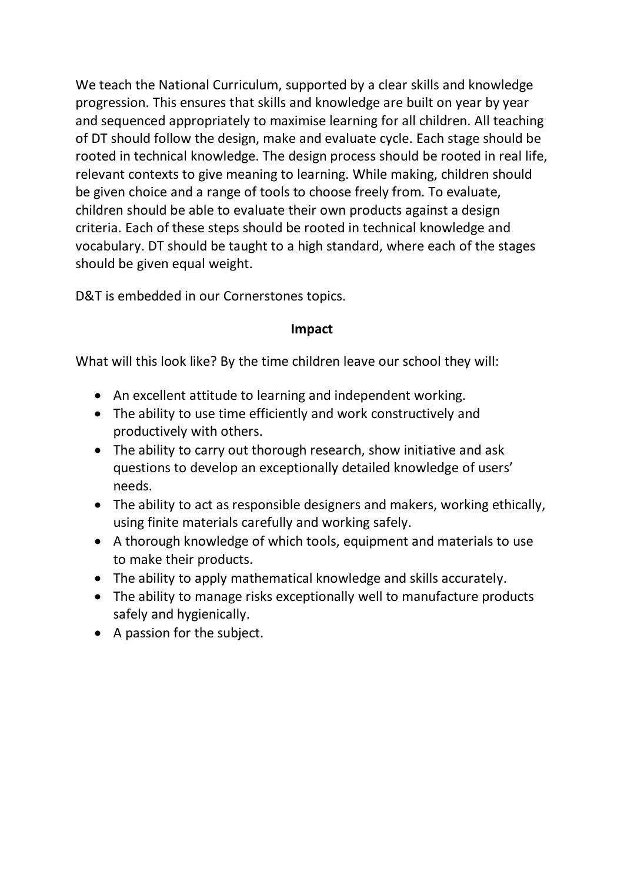We teach the National Curriculum, supported by a clear skills and knowledge progression. This ensures that skills and knowledge are built on year by year and sequenced appropriately to maximise learning for all children. All teaching of DT should follow the design, make and evaluate cycle. Each stage should be rooted in technical knowledge. The design process should be rooted in real life, relevant contexts to give meaning to learning. While making, children should be given choice and a range of tools to choose freely from. To evaluate, children should be able to evaluate their own products against a design criteria. Each of these steps should be rooted in technical knowledge and vocabulary. DT should be taught to a high standard, where each of the stages should be given equal weight.

D&T is embedded in our Cornerstones topics.

## Impact

What will this look like? By the time children leave our school they will:

- An excellent attitude to learning and independent working.
- The ability to use time efficiently and work constructively and productively with others.
- The ability to carry out thorough research, show initiative and ask questions to develop an exceptionally detailed knowledge of users' needs.
- The ability to act as responsible designers and makers, working ethically, using finite materials carefully and working safely.
- A thorough knowledge of which tools, equipment and materials to use to make their products.
- The ability to apply mathematical knowledge and skills accurately.
- The ability to manage risks exceptionally well to manufacture products safely and hygienically.
- A passion for the subject.